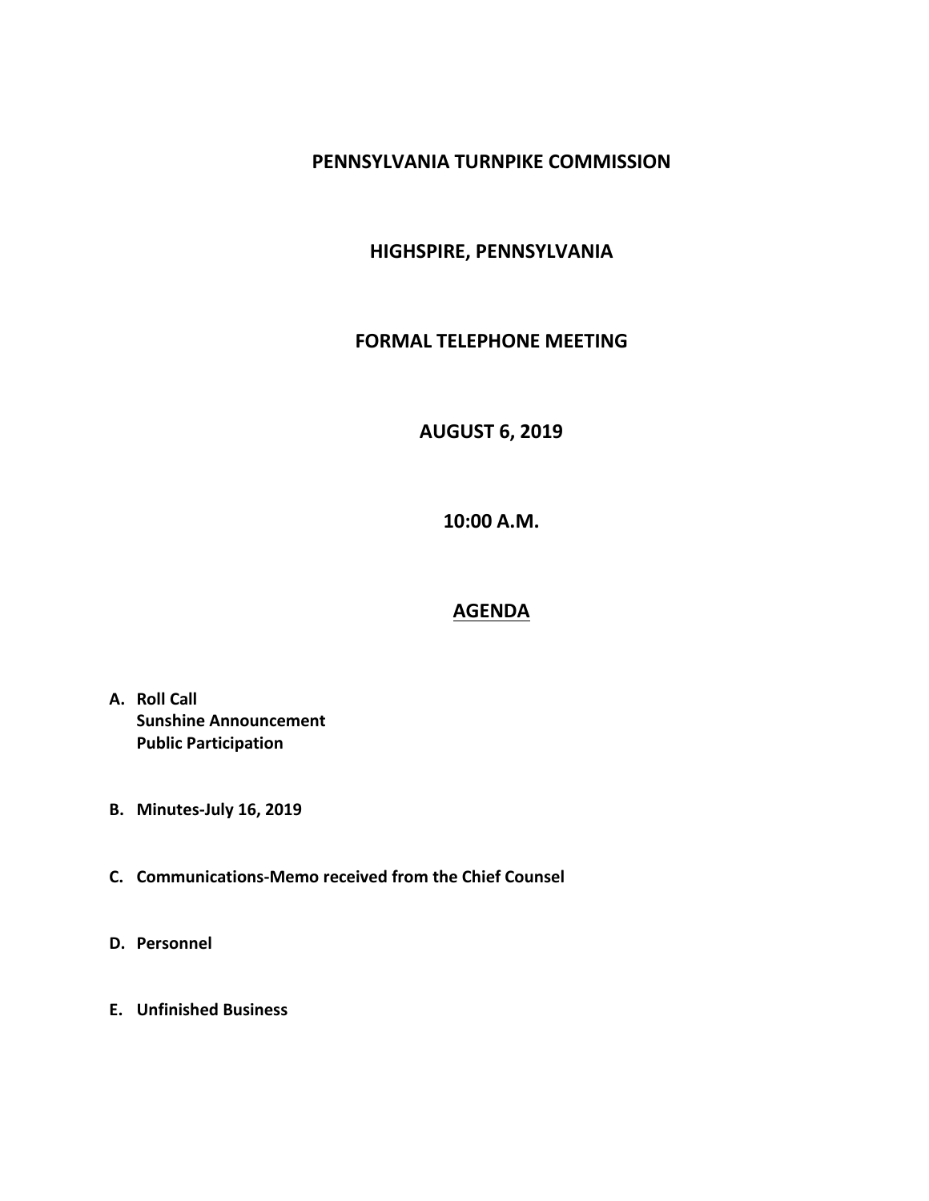# PENNSYLVANIA TURNPIKE COMMISSION

## HIGHSPIRE, PENNSYLVANIA

## FORMAL TELEPHONE MEETING

## AUGUST 6, 2019

## 10:00 A.M.

## AGENDA

**A. Roll Call**
**Sunshine Announcement**
**Public Participation**

**B. Minutes-July 16, 2019**

**C. Communications-Memo received from the Chief Counsel**

**D. Personnel**

**E. Unfinished Business**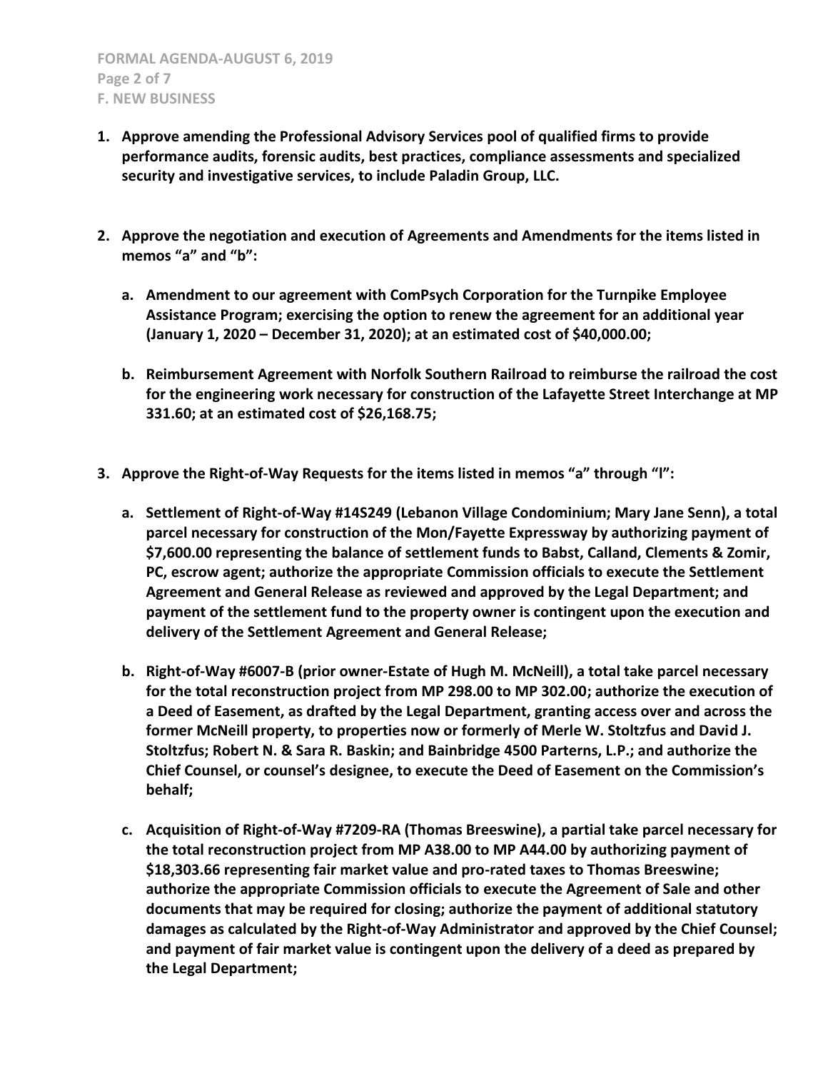**F. NEW BUSINESS**

1. **Approve amending the Professional Advisory Services pool of qualified firms to provide performance audits, forensic audits, best practices, compliance assessments and specialized security and investigative services, to include Paladin Group, LLC.**

2. **Approve the negotiation and execution of Agreements and Amendments for the items listed in memos "a" and "b":**

   a. **Amendment to our agreement with ComPsych Corporation for the Turnpike Employee Assistance Program; exercising the option to renew the agreement for an additional year (January 1, 2020 – December 31, 2020); at an estimated cost of $40,000.00;**

   b. **Reimbursement Agreement with Norfolk Southern Railroad to reimburse the railroad the cost for the engineering work necessary for construction of the Lafayette Street Interchange at MP 331.60; at an estimated cost of $26,168.75;**

3. **Approve the Right-of-Way Requests for the items listed in memos "a" through "l":**

   a. **Settlement of Right-of-Way #14S249 (Lebanon Village Condominium; Mary Jane Senn), a total parcel necessary for construction of the Mon/Fayette Expressway by authorizing payment of $7,600.00 representing the balance of settlement funds to Babst, Calland, Clements & Zomir, PC, escrow agent; authorize the appropriate Commission officials to execute the Settlement Agreement and General Release as reviewed and approved by the Legal Department; and payment of the settlement fund to the property owner is contingent upon the execution and delivery of the Settlement Agreement and General Release;**

   b. **Right-of-Way #6007-B (prior owner-Estate of Hugh M. McNeill), a total take parcel necessary for the total reconstruction project from MP 298.00 to MP 302.00; authorize the execution of a Deed of Easement, as drafted by the Legal Department, granting access over and across the former McNeill property, to properties now or formerly of Merle W. Stoltzfus and David J. Stoltzfus; Robert N. & Sara R. Baskin; and Bainbridge 4500 Parterns, L.P.; and authorize the Chief Counsel, or counsel's designee, to execute the Deed of Easement on the Commission's behalf;**

   c. **Acquisition of Right-of-Way #7209-RA (Thomas Breeswine), a partial take parcel necessary for the total reconstruction project from MP A38.00 to MP A44.00 by authorizing payment of $18,303.66 representing fair market value and pro-rated taxes to Thomas Breeswine; authorize the appropriate Commission officials to execute the Agreement of Sale and other documents that may be required for closing; authorize the payment of additional statutory damages as calculated by the Right-of-Way Administrator and approved by the Chief Counsel; and payment of fair market value is contingent upon the delivery of a deed as prepared by the Legal Department;**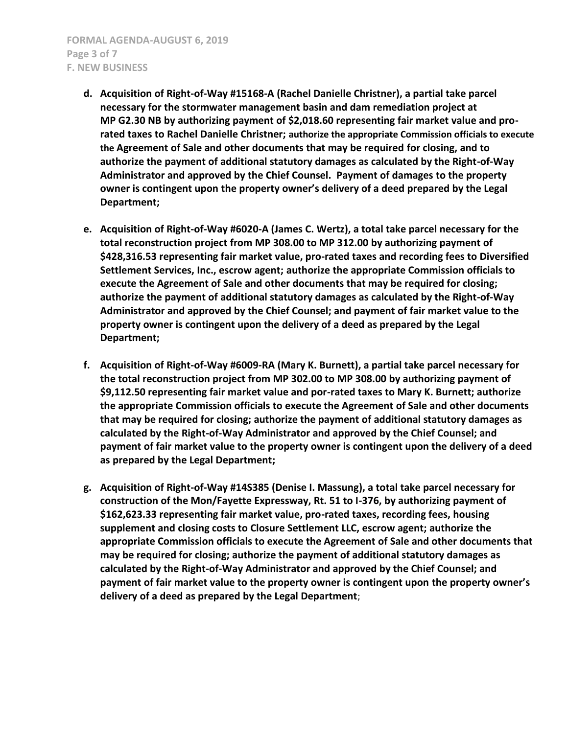**d. Acquisition of Right-of-Way #15168-A (Rachel Danielle Christner), a partial take parcel necessary for the stormwater management basin and dam remediation project at MP G2.30 NB by authorizing payment of $2,018.60 representing fair market value and pro-rated taxes to Rachel Danielle Christner; authorize the appropriate Commission officials to execute the Agreement of Sale and other documents that may be required for closing, and to authorize the payment of additional statutory damages as calculated by the Right-of-Way Administrator and approved by the Chief Counsel. Payment of damages to the property owner is contingent upon the property owner's delivery of a deed prepared by the Legal Department;**

**e. Acquisition of Right-of-Way #6020-A (James C. Wertz), a total take parcel necessary for the total reconstruction project from MP 308.00 to MP 312.00 by authorizing payment of $428,316.53 representing fair market value, pro-rated taxes and recording fees to Diversified Settlement Services, Inc., escrow agent; authorize the appropriate Commission officials to execute the Agreement of Sale and other documents that may be required for closing; authorize the payment of additional statutory damages as calculated by the Right-of-Way Administrator and approved by the Chief Counsel; and payment of fair market value to the property owner is contingent upon the delivery of a deed as prepared by the Legal Department;**

**f. Acquisition of Right-of-Way #6009-RA (Mary K. Burnett), a partial take parcel necessary for the total reconstruction project from MP 302.00 to MP 308.00 by authorizing payment of $9,112.50 representing fair market value and por-rated taxes to Mary K. Burnett; authorize the appropriate Commission officials to execute the Agreement of Sale and other documents that may be required for closing; authorize the payment of additional statutory damages as calculated by the Right-of-Way Administrator and approved by the Chief Counsel; and payment of fair market value to the property owner is contingent upon the delivery of a deed as prepared by the Legal Department;**

**g. Acquisition of Right-of-Way #14S385 (Denise I. Massung), a total take parcel necessary for construction of the Mon/Fayette Expressway, Rt. 51 to I-376, by authorizing payment of $162,623.33 representing fair market value, pro-rated taxes, recording fees, housing supplement and closing costs to Closure Settlement LLC, escrow agent; authorize the appropriate Commission officials to execute the Agreement of Sale and other documents that may be required for closing; authorize the payment of additional statutory damages as calculated by the Right-of-Way Administrator and approved by the Chief Counsel; and payment of fair market value to the property owner is contingent upon the property owner's delivery of a deed as prepared by the Legal Department**;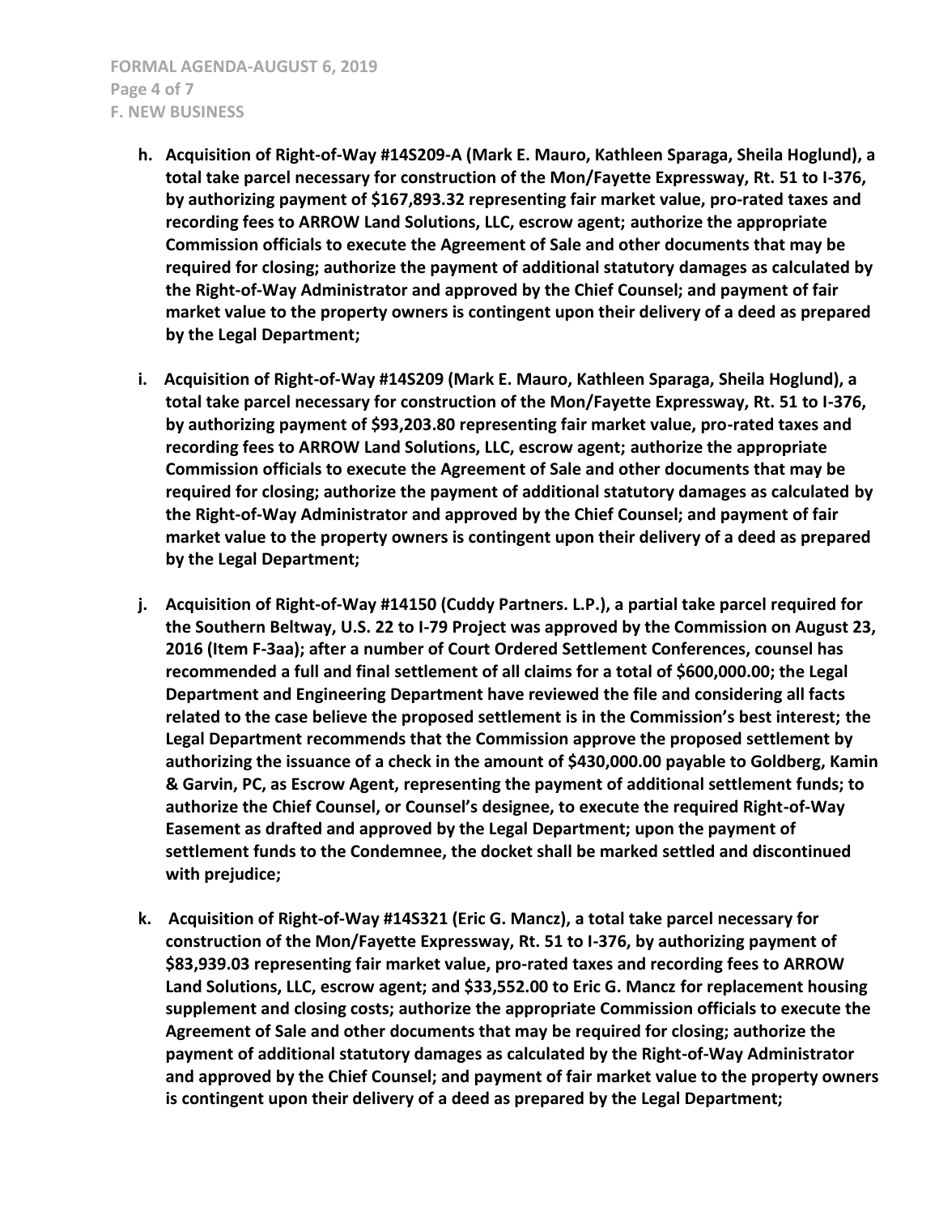- **h. Acquisition of Right-of-Way #14S209-A (Mark E. Mauro, Kathleen Sparaga, Sheila Hoglund), a total take parcel necessary for construction of the Mon/Fayette Expressway, Rt. 51 to I-376, by authorizing payment of $167,893.32 representing fair market value, pro-rated taxes and recording fees to ARROW Land Solutions, LLC, escrow agent; authorize the appropriate Commission officials to execute the Agreement of Sale and other documents that may be required for closing; authorize the payment of additional statutory damages as calculated by the Right-of-Way Administrator and approved by the Chief Counsel; and payment of fair market value to the property owners is contingent upon their delivery of a deed as prepared by the Legal Department;**

- **i. Acquisition of Right-of-Way #14S209 (Mark E. Mauro, Kathleen Sparaga, Sheila Hoglund), a total take parcel necessary for construction of the Mon/Fayette Expressway, Rt. 51 to I-376, by authorizing payment of $93,203.80 representing fair market value, pro-rated taxes and recording fees to ARROW Land Solutions, LLC, escrow agent; authorize the appropriate Commission officials to execute the Agreement of Sale and other documents that may be required for closing; authorize the payment of additional statutory damages as calculated by the Right-of-Way Administrator and approved by the Chief Counsel; and payment of fair market value to the property owners is contingent upon their delivery of a deed as prepared by the Legal Department;**

- **j. Acquisition of Right-of-Way #14150 (Cuddy Partners. L.P.), a partial take parcel required for the Southern Beltway, U.S. 22 to I-79 Project was approved by the Commission on August 23, 2016 (Item F-3aa); after a number of Court Ordered Settlement Conferences, counsel has recommended a full and final settlement of all claims for a total of $600,000.00; the Legal Department and Engineering Department have reviewed the file and considering all facts related to the case believe the proposed settlement is in the Commission's best interest; the Legal Department recommends that the Commission approve the proposed settlement by authorizing the issuance of a check in the amount of $430,000.00 payable to Goldberg, Kamin & Garvin, PC, as Escrow Agent, representing the payment of additional settlement funds; to authorize the Chief Counsel, or Counsel's designee, to execute the required Right-of-Way Easement as drafted and approved by the Legal Department; upon the payment of settlement funds to the Condemnee, the docket shall be marked settled and discontinued with prejudice;**

- **k. Acquisition of Right-of-Way #14S321 (Eric G. Mancz), a total take parcel necessary for construction of the Mon/Fayette Expressway, Rt. 51 to I-376, by authorizing payment of $83,939.03 representing fair market value, pro-rated taxes and recording fees to ARROW Land Solutions, LLC, escrow agent; and $33,552.00 to Eric G. Mancz for replacement housing supplement and closing costs; authorize the appropriate Commission officials to execute the Agreement of Sale and other documents that may be required for closing; authorize the payment of additional statutory damages as calculated by the Right-of-Way Administrator and approved by the Chief Counsel; and payment of fair market value to the property owners is contingent upon their delivery of a deed as prepared by the Legal Department;**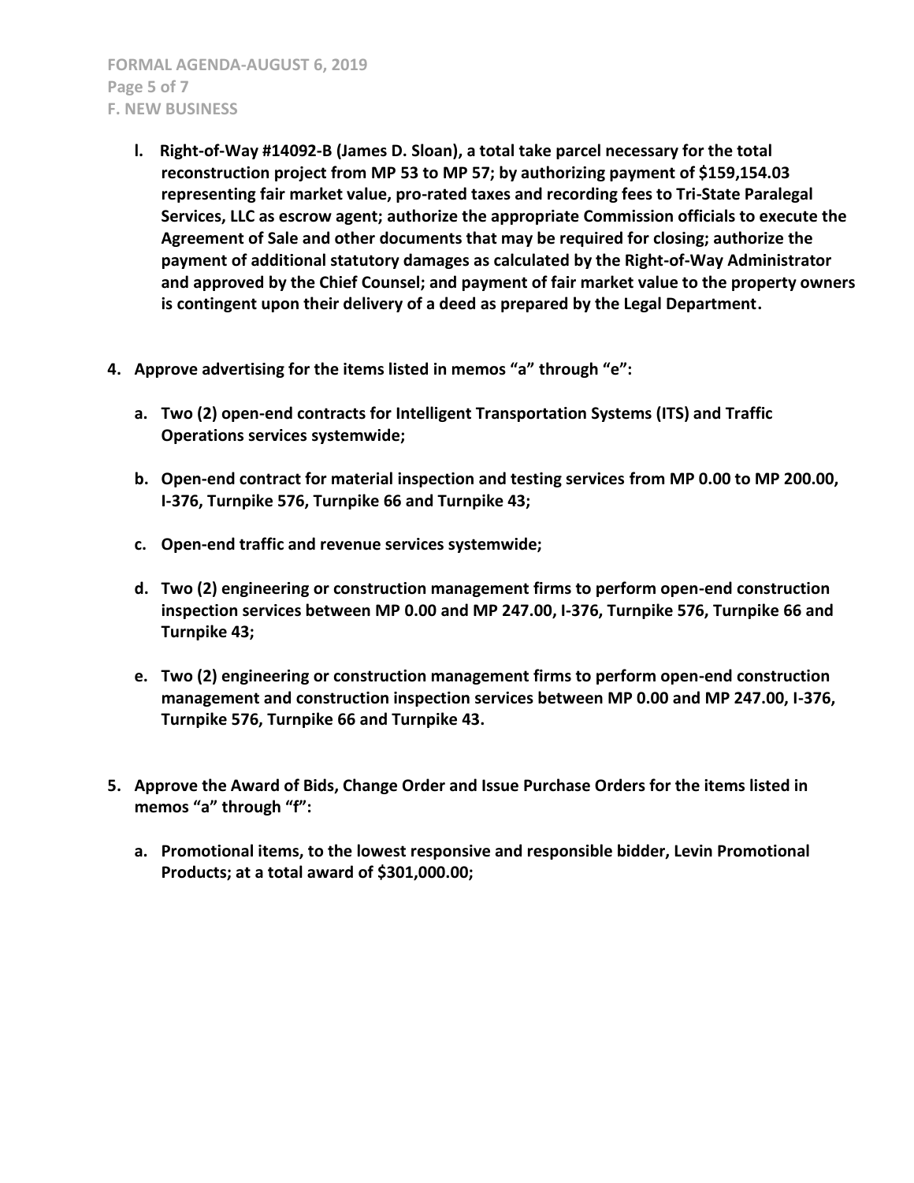**l. Right-of-Way #14092-B (James D. Sloan), a total take parcel necessary for the total reconstruction project from MP 53 to MP 57; by authorizing payment of $159,154.03 representing fair market value, pro-rated taxes and recording fees to Tri-State Paralegal Services, LLC as escrow agent; authorize the appropriate Commission officials to execute the Agreement of Sale and other documents that may be required for closing; authorize the payment of additional statutory damages as calculated by the Right-of-Way Administrator and approved by the Chief Counsel; and payment of fair market value to the property owners is contingent upon their delivery of a deed as prepared by the Legal Department.**

**4. Approve advertising for the items listed in memos "a" through "e":**

**a. Two (2) open-end contracts for Intelligent Transportation Systems (ITS) and Traffic Operations services systemwide;**

**b. Open-end contract for material inspection and testing services from MP 0.00 to MP 200.00, I-376, Turnpike 576, Turnpike 66 and Turnpike 43;**

**c. Open-end traffic and revenue services systemwide;**

**d. Two (2) engineering or construction management firms to perform open-end construction inspection services between MP 0.00 and MP 247.00, I-376, Turnpike 576, Turnpike 66 and Turnpike 43;**

**e. Two (2) engineering or construction management firms to perform open-end construction management and construction inspection services between MP 0.00 and MP 247.00, I-376, Turnpike 576, Turnpike 66 and Turnpike 43.**

**5. Approve the Award of Bids, Change Order and Issue Purchase Orders for the items listed in memos "a" through "f":**

**a. Promotional items, to the lowest responsive and responsible bidder, Levin Promotional Products; at a total award of $301,000.00;**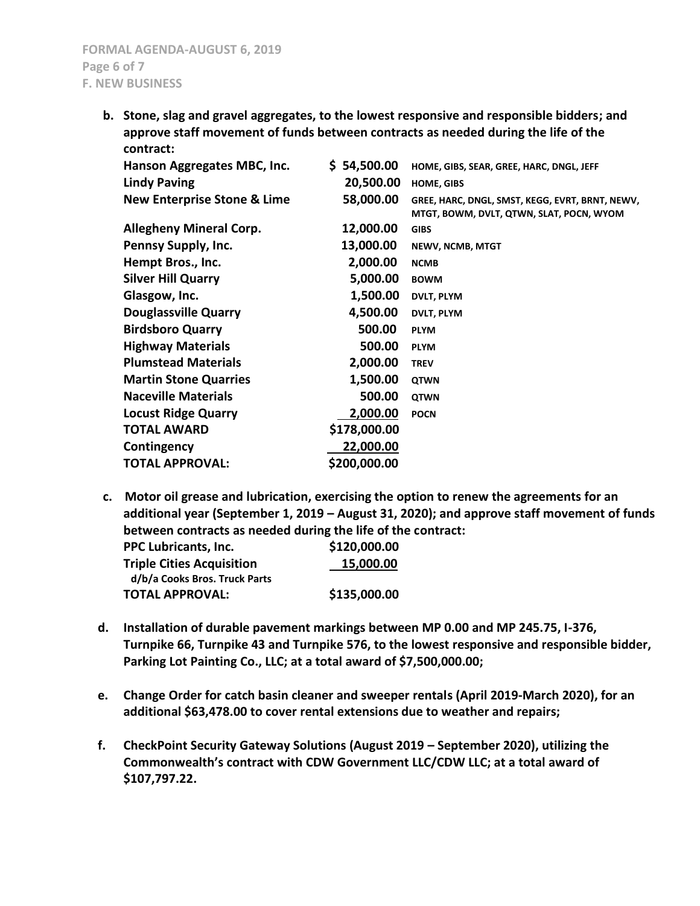**b. Stone, slag and gravel aggregates, to the lowest responsive and responsible bidders; and approve staff movement of funds between contracts as needed during the life of the contract:**

| | | |
|---|---|---|
| **Hanson Aggregates MBC, Inc.** | **$ 54,500.00** | **HOME, GIBS, SEAR, GREE, HARC, DNGL, JEFF** |
| **Lindy Paving** | **20,500.00** | **HOME, GIBS** |
| **New Enterprise Stone & Lime** | **58,000.00** | **GREE, HARC, DNGL, SMST, KEGG, EVRT, BRNT, NEWV, MTGT, BOWM, DVLT, QTWN, SLAT, POCN, WYOM** |
| **Allegheny Mineral Corp.** | **12,000.00** | **GIBS** |
| **Pennsy Supply, Inc.** | **13,000.00** | **NEWV, NCMB, MTGT** |
| **Hempt Bros., Inc.** | **2,000.00** | **NCMB** |
| **Silver Hill Quarry** | **5,000.00** | **BOWM** |
| **Glasgow, Inc.** | **1,500.00** | **DVLT, PLYM** |
| **Douglassville Quarry** | **4,500.00** | **DVLT, PLYM** |
| **Birdsboro Quarry** | **500.00** | **PLYM** |
| **Highway Materials** | **500.00** | **PLYM** |
| **Plumstead Materials** | **2,000.00** | **TREV** |
| **Martin Stone Quarries** | **1,500.00** | **QTWN** |
| **Naceville Materials** | **500.00** | **QTWN** |
| **Locust Ridge Quarry** | **2,000.00** | **POCN** |
| **TOTAL AWARD** | **$178,000.00** | |
| **Contingency** | **22,000.00** | |
| **TOTAL APPROVAL:** | **$200,000.00** | |

**c. Motor oil grease and lubrication, exercising the option to renew the agreements for an additional year (September 1, 2019 – August 31, 2020); and approve staff movement of funds between contracts as needed during the life of the contract:**

| | |
|---|---|
| **PPC Lubricants, Inc.** | **$120,000.00** |
| **Triple Cities Acquisition d/b/a Cooks Bros. Truck Parts** | **15,000.00** |
| **TOTAL APPROVAL:** | **$135,000.00** |

**d. Installation of durable pavement markings between MP 0.00 and MP 245.75, I-376, Turnpike 66, Turnpike 43 and Turnpike 576, to the lowest responsive and responsible bidder, Parking Lot Painting Co., LLC; at a total award of $7,500,000.00;**

**e. Change Order for catch basin cleaner and sweeper rentals (April 2019-March 2020), for an additional $63,478.00 to cover rental extensions due to weather and repairs;**

**f. CheckPoint Security Gateway Solutions (August 2019 – September 2020), utilizing the Commonwealth's contract with CDW Government LLC/CDW LLC; at a total award of $107,797.22.**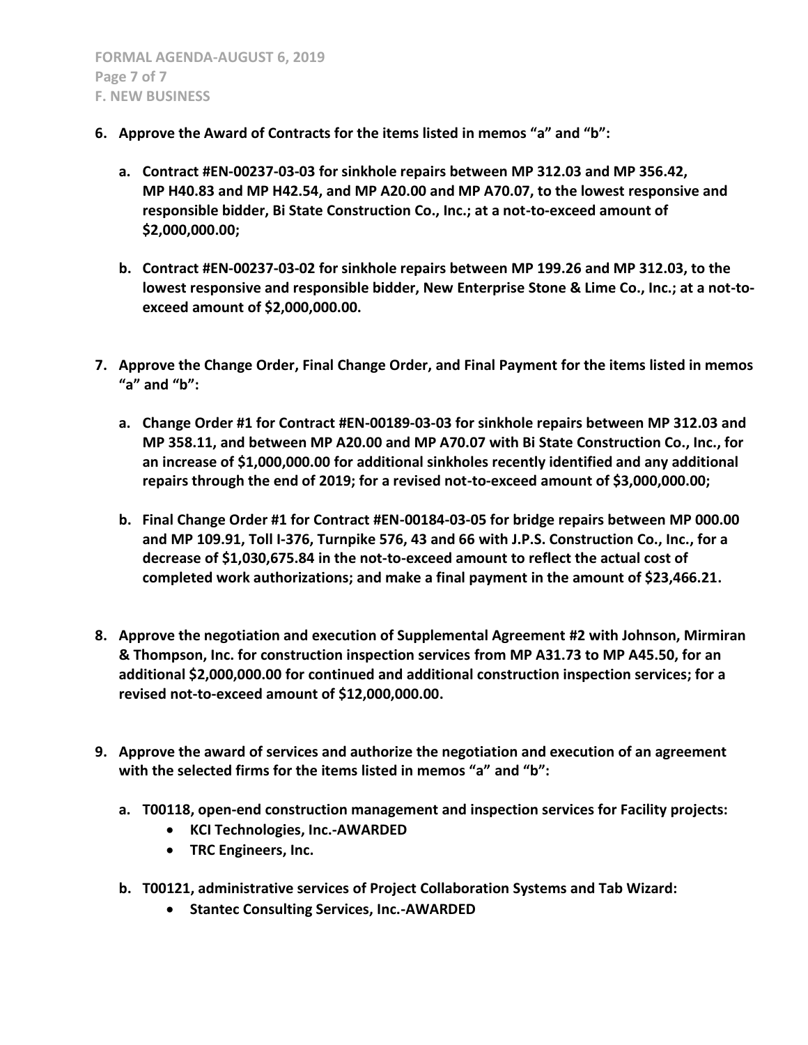6. **Approve the Award of Contracts for the items listed in memos "a" and "b":**

    a. **Contract #EN-00237-03-03 for sinkhole repairs between MP 312.03 and MP 356.42, MP H40.83 and MP H42.54, and MP A20.00 and MP A70.07, to the lowest responsive and responsible bidder, Bi State Construction Co., Inc.; at a not-to-exceed amount of $2,000,000.00;**

    b. **Contract #EN-00237-03-02 for sinkhole repairs between MP 199.26 and MP 312.03, to the lowest responsive and responsible bidder, New Enterprise Stone & Lime Co., Inc.; at a not-to-exceed amount of $2,000,000.00.**

7. **Approve the Change Order, Final Change Order, and Final Payment for the items listed in memos "a" and "b":**

    a. **Change Order #1 for Contract #EN-00189-03-03 for sinkhole repairs between MP 312.03 and MP 358.11, and between MP A20.00 and MP A70.07 with Bi State Construction Co., Inc., for an increase of $1,000,000.00 for additional sinkholes recently identified and any additional repairs through the end of 2019; for a revised not-to-exceed amount of $3,000,000.00;**

    b. **Final Change Order #1 for Contract #EN-00184-03-05 for bridge repairs between MP 000.00 and MP 109.91, Toll I-376, Turnpike 576, 43 and 66 with J.P.S. Construction Co., Inc., for a decrease of $1,030,675.84 in the not-to-exceed amount to reflect the actual cost of completed work authorizations; and make a final payment in the amount of $23,466.21.**

8. **Approve the negotiation and execution of Supplemental Agreement #2 with Johnson, Mirmiran & Thompson, Inc. for construction inspection services from MP A31.73 to MP A45.50, for an additional $2,000,000.00 for continued and additional construction inspection services; for a revised not-to-exceed amount of $12,000,000.00.**

9. **Approve the award of services and authorize the negotiation and execution of an agreement with the selected firms for the items listed in memos "a" and "b":**

    a. **T00118, open-end construction management and inspection services for Facility projects:**
        - **KCI Technologies, Inc.-AWARDED**
        - **TRC Engineers, Inc.**

    b. **T00121, administrative services of Project Collaboration Systems and Tab Wizard:**
        - **Stantec Consulting Services, Inc.-AWARDED**